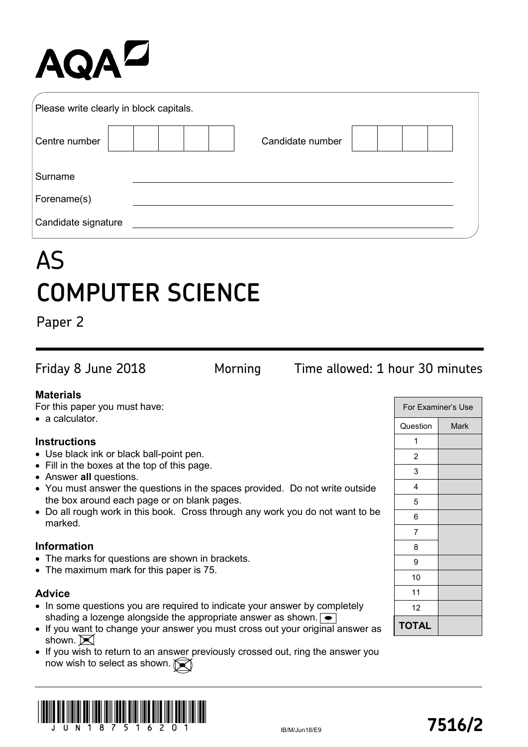AQA

Please write clearly in block capitals.

| Centre number | | | | | | Candidate number | | | | |
|---|---|---|---|---|---|---|---|---|---|---|

Surname ___________________________

Forename(s) ___________________________

Candidate signature ___________________________

# AS
# COMPUTER SCIENCE

Paper 2

Friday 8 June 2018 Morning Time allowed: 1 hour 30 minutes

**Materials**

For this paper you must have:
- a calculator.

**Instructions**
- Use black ink or black ball-point pen.
- Fill in the boxes at the top of this page.
- Answer **all** questions.
- You must answer the questions in the spaces provided. Do not write outside the box around each page or on blank pages.
- Do all rough work in this book. Cross through any work you do not want to be marked.

**Information**
- The marks for questions are shown in brackets.
- The maximum mark for this paper is 75.

**Advice**
- In some questions you are required to indicate your answer by completely shading a lozenge alongside the appropriate answer as shown.
- If you want to change your answer you must cross out your original answer as shown.
- If you wish to return to an answer previously crossed out, ring the answer you now wish to select as shown.

| For Examiner's Use | |
|---|---|
| Question | Mark |
| 1 | |
| 2 | |
| 3 | |
| 4 | |
| 5 | |
| 6 | |
| 7 | |
| 8 | |
| 9 | |
| 10 | |
| 11 | |
| 12 | |
| **TOTAL** | |

JUN187516201

IB/M/Jun18/E9

**7516/2**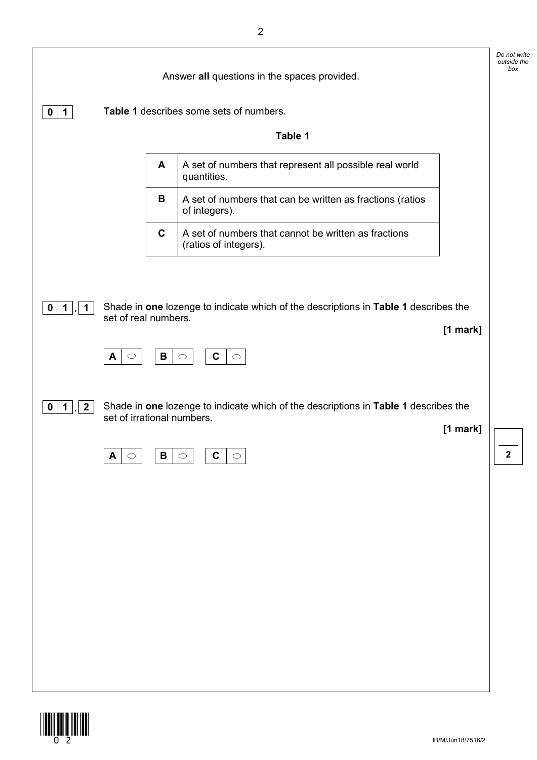Answer **all** questions in the spaces provided.

**0 1** **Table 1** describes some sets of numbers.

**Table 1**

| | |
|---|---|
| **A** | A set of numbers that represent all possible real world quantities. |
| **B** | A set of numbers that can be written as fractions (ratios of integers). |
| **C** | A set of numbers that cannot be written as fractions (ratios of integers). |

**0 1 . 1** Shade in **one** lozenge to indicate which of the descriptions in **Table 1** describes the set of real numbers.

**[1 mark]**

**A** ○  **B** ○  **C** ○

**0 1 . 2** Shade in **one** lozenge to indicate which of the descriptions in **Table 1** describes the set of irrational numbers.

**[1 mark]**

**A** ○  **B** ○  **C** ○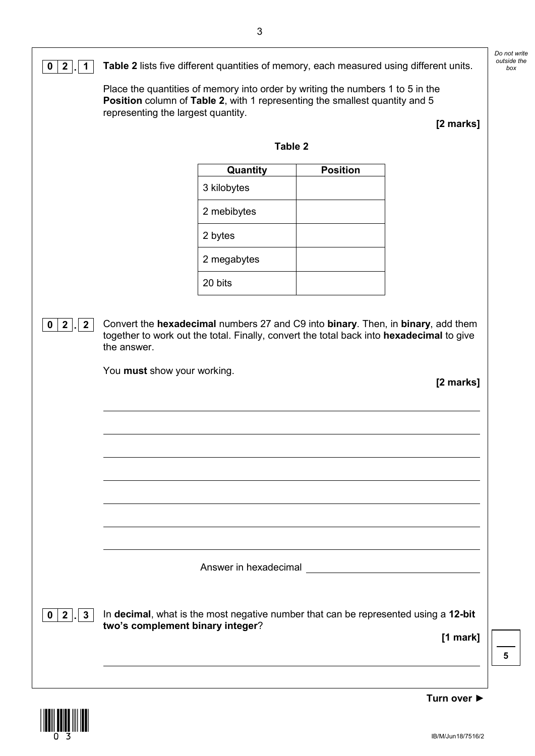**0 2 . 1** **Table 2** lists five different quantities of memory, each measured using different units.

Place the quantities of memory into order by writing the numbers 1 to 5 in the **Position** column of **Table 2**, with 1 representing the smallest quantity and 5 representing the largest quantity.

**[2 marks]**

**Table 2**

| Quantity | Position |
|---|---|
| 3 kilobytes | |
| 2 mebibytes | |
| 2 bytes | |
| 2 megabytes | |
| 20 bits | |

**0 2 . 2** Convert the **hexadecimal** numbers 27 and C9 into **binary**. Then, in **binary**, add them together to work out the total. Finally, convert the total back into **hexadecimal** to give the answer.

You **must** show your working.

**[2 marks]**

Answer in hexadecimal \_\_\_\_\_\_\_\_\_\_\_\_\_\_\_\_\_\_\_\_

**0 2 . 3** In **decimal**, what is the most negative number that can be represented using a **12-bit two's complement binary integer**?

**[1 mark]**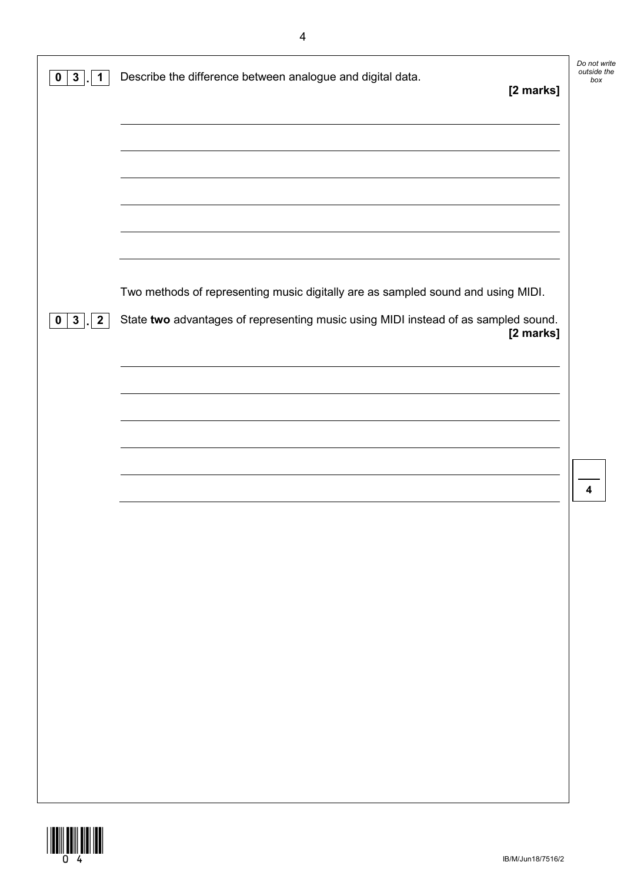**0 3 . 1** Describe the difference between analogue and digital data.

**[2 marks]**

Two methods of representing music digitally are as sampled sound and using MIDI.

**0 3 . 2** State **two** advantages of representing music using MIDI instead of as sampled sound.

**[2 marks]**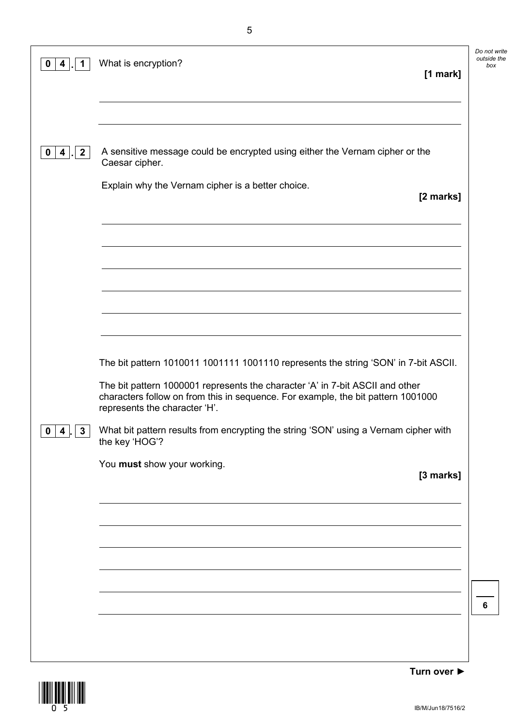**0 4 . 1** What is encryption?

**[1 mark]**

**0 4 . 2** A sensitive message could be encrypted using either the Vernam cipher or the Caesar cipher.

Explain why the Vernam cipher is a better choice.

**[2 marks]**

The bit pattern 1010011 1001111 1001110 represents the string 'SON' in 7-bit ASCII.

The bit pattern 1000001 represents the character 'A' in 7-bit ASCII and other characters follow on from this in sequence. For example, the bit pattern 1001000 represents the character 'H'.

**0 4 . 3** What bit pattern results from encrypting the string 'SON' using a Vernam cipher with the key 'HOG'?

You **must** show your working.

**[3 marks]**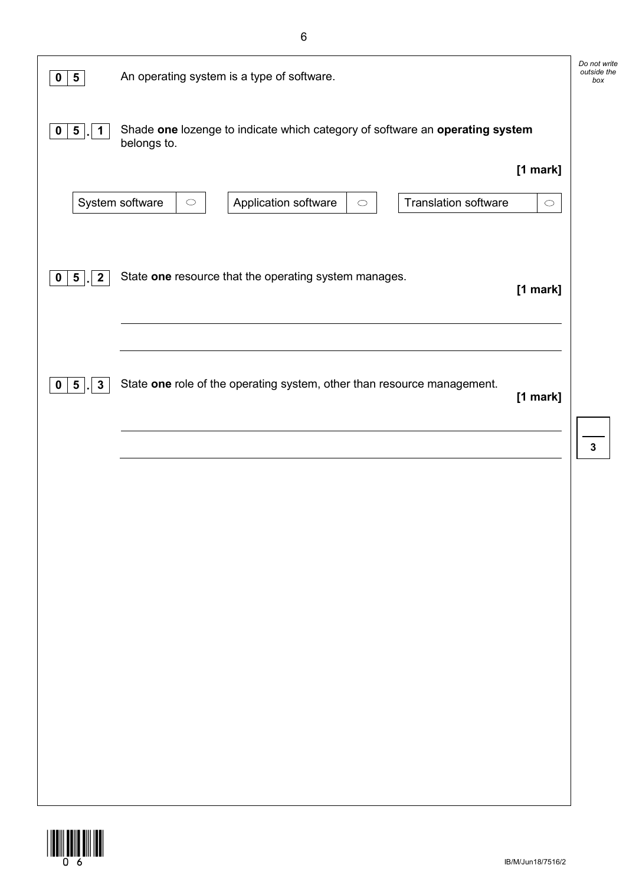**0 5** An operating system is a type of software.

**0 5 . 1** Shade **one** lozenge to indicate which category of software an **operating system** belongs to.

**[1 mark]**

| System software | ○ | Application software | ○ | Translation software | ○ |
|---|---|---|---|---|---|

**0 5 . 2** State **one** resource that the operating system manages.

**[1 mark]**

\_\_\_\_\_\_\_\_\_\_\_\_\_\_\_\_\_\_\_\_\_\_\_\_\_\_\_\_\_\_\_\_\_\_\_\_\_\_\_\_\_\_\_\_\_\_\_\_\_\_\_\_\_\_\_\_\_\_\_\_\_\_\_\_\_\_\_\_\_\_

\_\_\_\_\_\_\_\_\_\_\_\_\_\_\_\_\_\_\_\_\_\_\_\_\_\_\_\_\_\_\_\_\_\_\_\_\_\_\_\_\_\_\_\_\_\_\_\_\_\_\_\_\_\_\_\_\_\_\_\_\_\_\_\_\_\_\_\_\_\_

**0 5 . 3** State **one** role of the operating system, other than resource management.

**[1 mark]**

\_\_\_\_\_\_\_\_\_\_\_\_\_\_\_\_\_\_\_\_\_\_\_\_\_\_\_\_\_\_\_\_\_\_\_\_\_\_\_\_\_\_\_\_\_\_\_\_\_\_\_\_\_\_\_\_\_\_\_\_\_\_\_\_\_\_\_\_\_\_

\_\_\_\_\_\_\_\_\_\_\_\_\_\_\_\_\_\_\_\_\_\_\_\_\_\_\_\_\_\_\_\_\_\_\_\_\_\_\_\_\_\_\_\_\_\_\_\_\_\_\_\_\_\_\_\_\_\_\_\_\_\_\_\_\_\_\_\_\_\_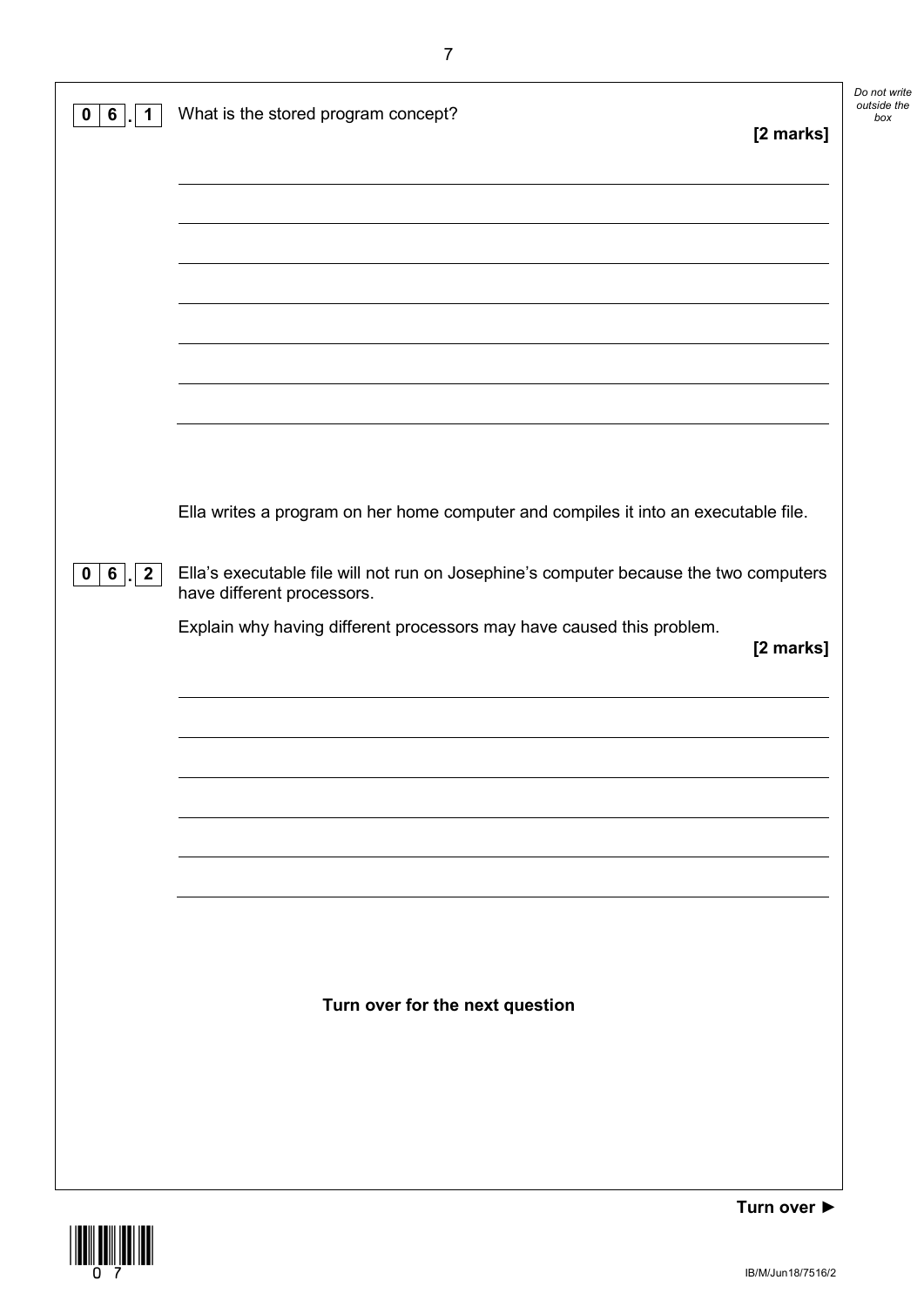**0 6 . 1** What is the stored program concept?

**[2 marks]**

Ella writes a program on her home computer and compiles it into an executable file.

**0 6 . 2** Ella's executable file will not run on Josephine's computer because the two computers have different processors.

Explain why having different processors may have caused this problem.

**[2 marks]**

**Turn over for the next question**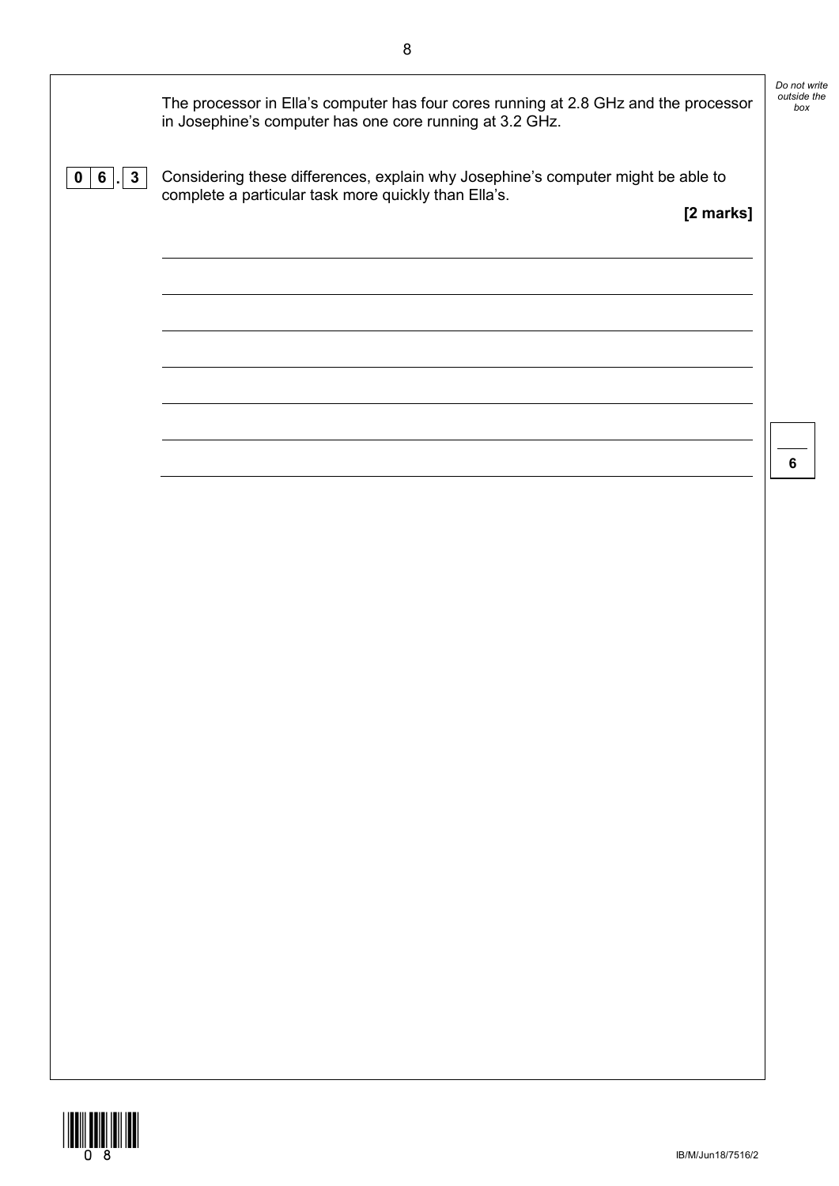The processor in Ella's computer has four cores running at 2.8 GHz and the processor in Josephine's computer has one core running at 3.2 GHz.

**0 6 . 3** Considering these differences, explain why Josephine's computer might be able to complete a particular task more quickly than Ella's.

**[2 marks]**

_______________________________________________________________________________

_______________________________________________________________________________

_______________________________________________________________________________

_______________________________________________________________________________

_______________________________________________________________________________

_______________________________________________________________________________

_______________________________________________________________________________

**6**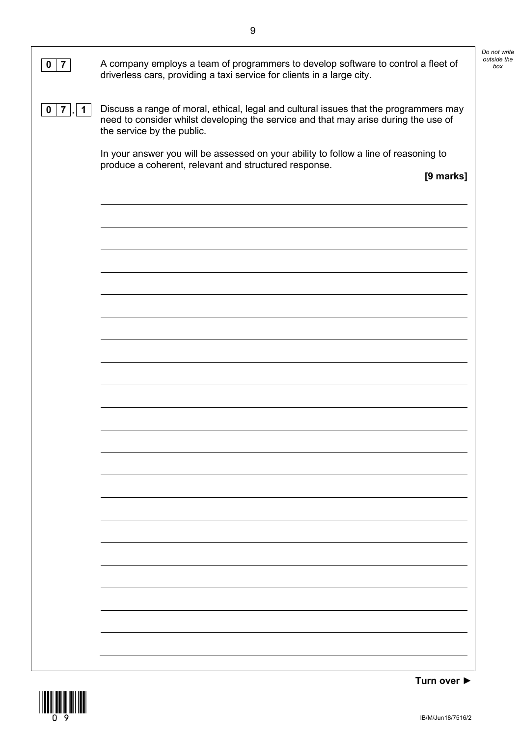**0 7** A company employs a team of programmers to develop software to control a fleet of driverless cars, providing a taxi service for clients in a large city.

**0 7 . 1** Discuss a range of moral, ethical, legal and cultural issues that the programmers may need to consider whilst developing the service and that may arise during the use of the service by the public.

In your answer you will be assessed on your ability to follow a line of reasoning to produce a coherent, relevant and structured response.

**[9 marks]**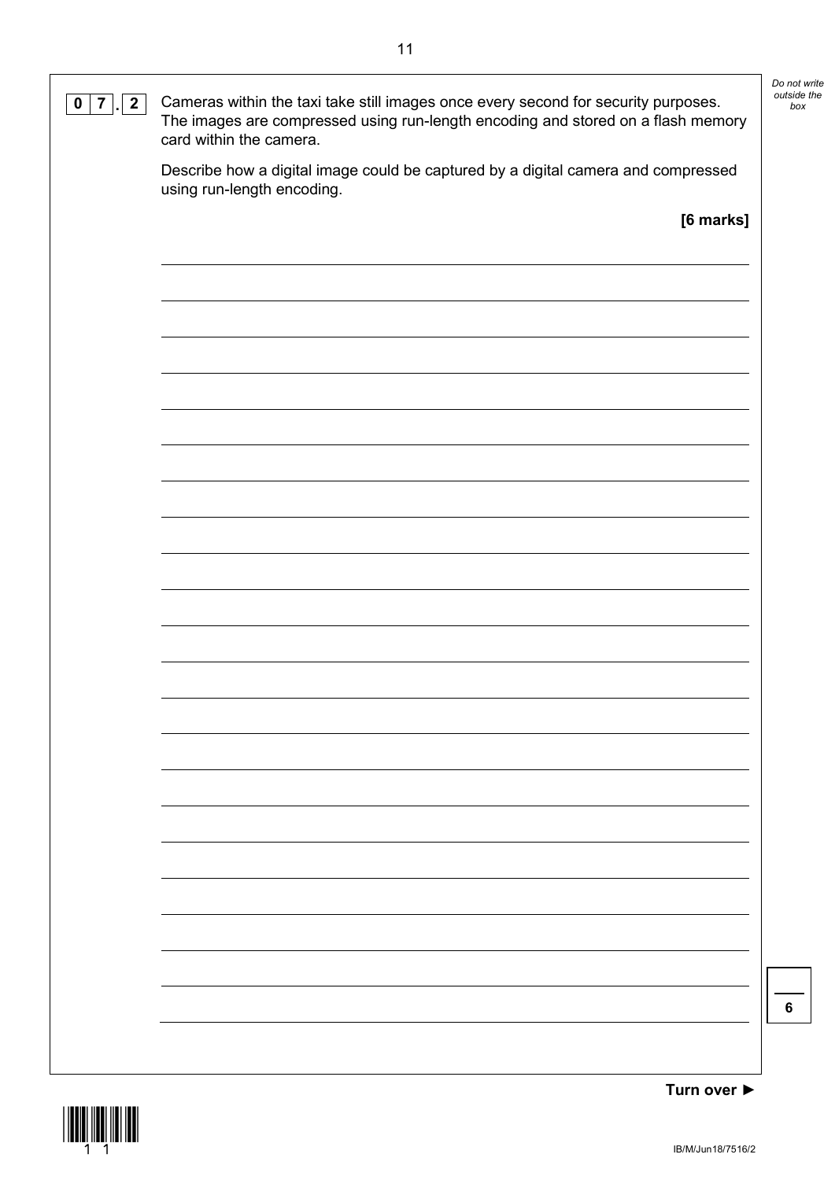**0 7 . 2** Cameras within the taxi take still images once every second for security purposes. The images are compressed using run-length encoding and stored on a flash memory card within the camera.

Describe how a digital image could be captured by a digital camera and compressed using run-length encoding.

**[6 marks]**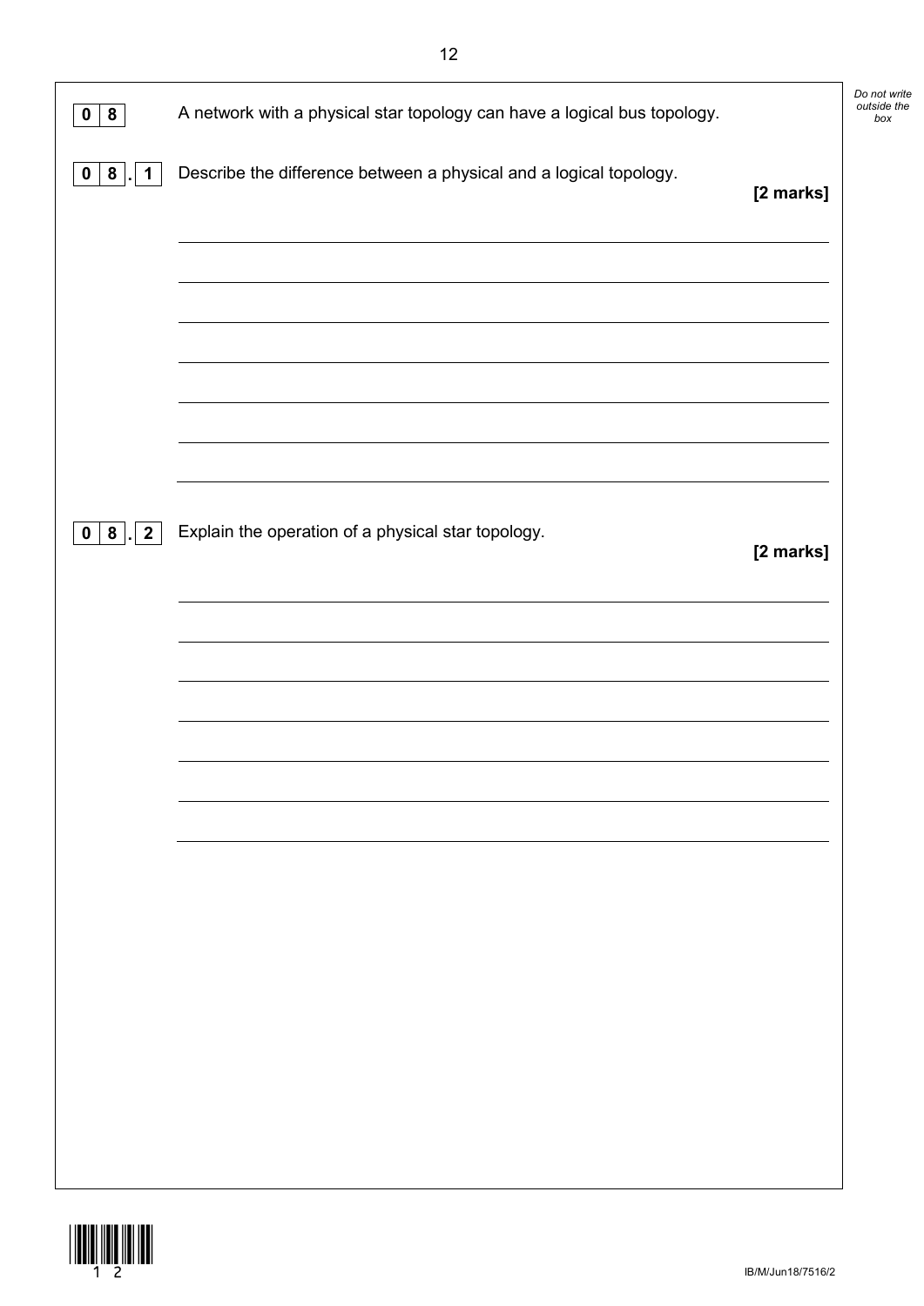**0 8** A network with a physical star topology can have a logical bus topology.

**0 8 . 1** Describe the difference between a physical and a logical topology.

**[2 marks]**

**0 8 . 2** Explain the operation of a physical star topology.

**[2 marks]**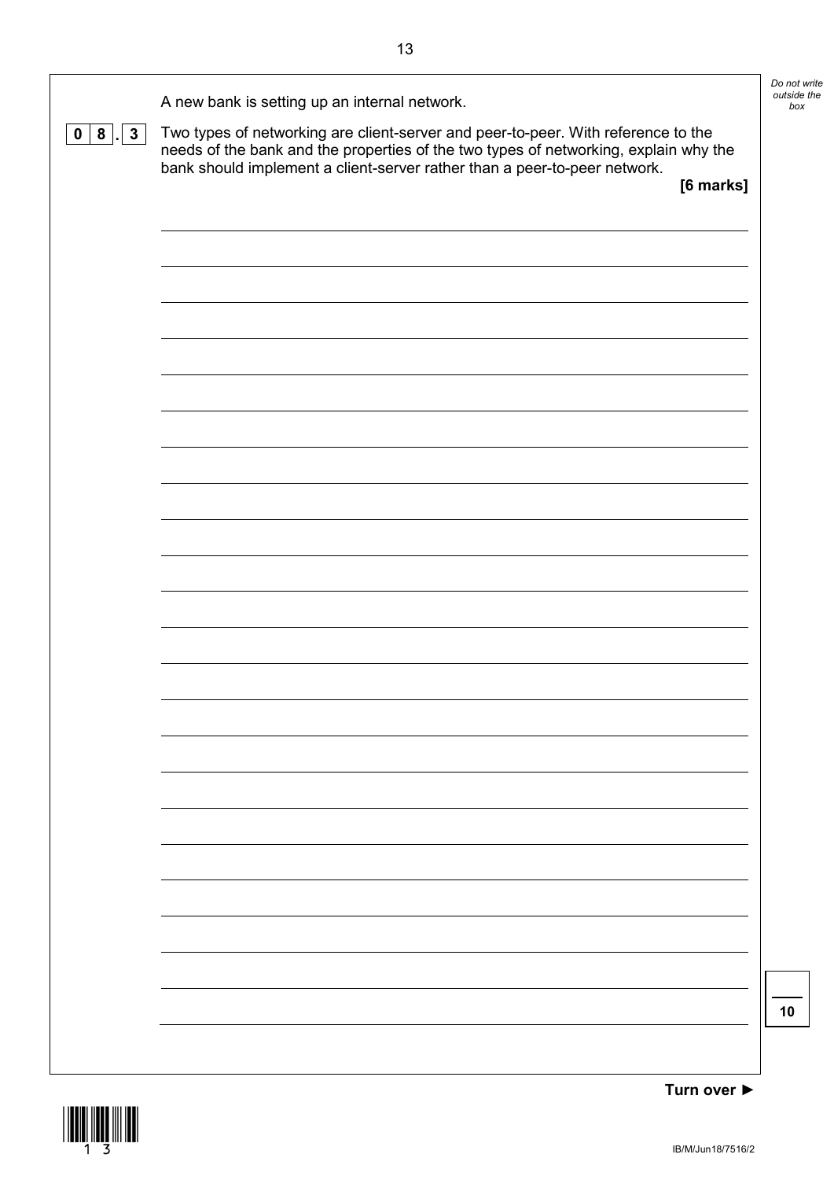A new bank is setting up an internal network.

**0 8 . 3** Two types of networking are client-server and peer-to-peer. With reference to the needs of the bank and the properties of the two types of networking, explain why the bank should implement a client-server rather than a peer-to-peer network.

**[6 marks]**

**Turn over ►**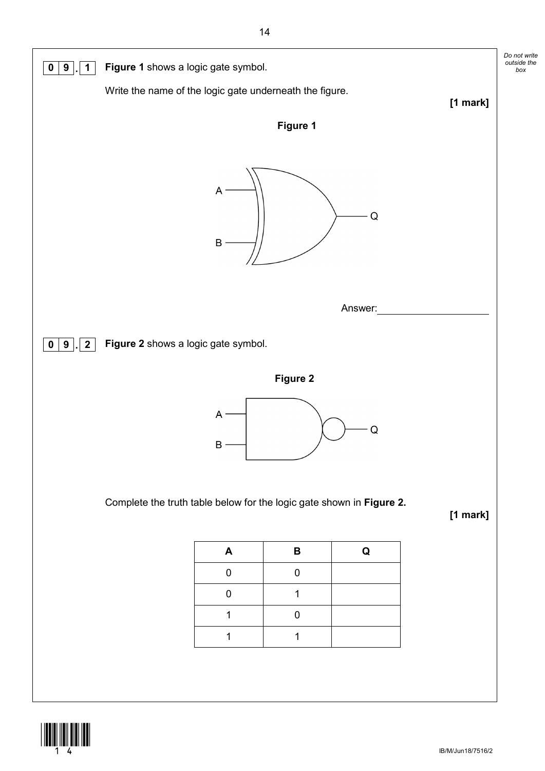**0 9 . 1** **Figure 1** shows a logic gate symbol.

Write the name of the logic gate underneath the figure.

**[1 mark]**

**Figure 1**

A

B

Q

Answer: ____________________

**0 9 . 2** **Figure 2** shows a logic gate symbol.

**Figure 2**

A

B

Q

Complete the truth table below for the logic gate shown in **Figure 2.**

**[1 mark]**

| A | B | Q |
|---|---|---|
| 0 | 0 | |
| 0 | 1 | |
| 1 | 0 | |
| 1 | 1 | |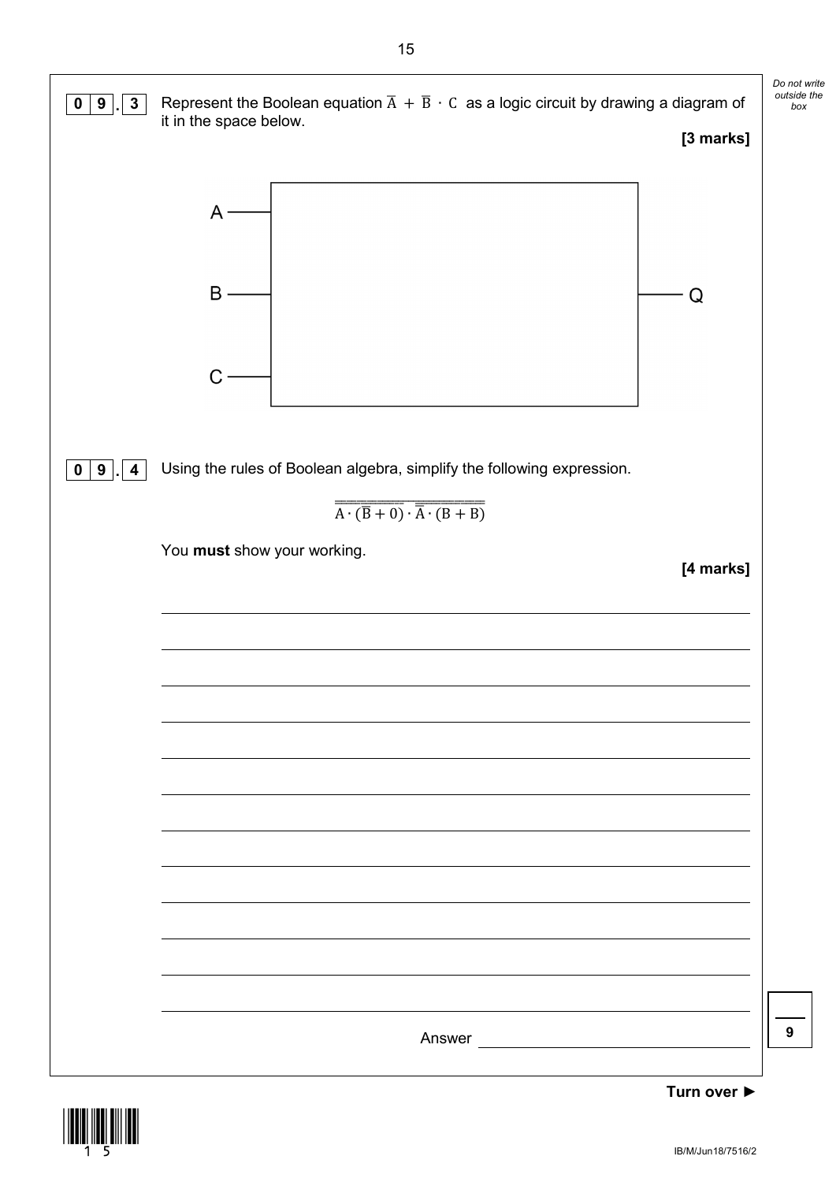**0 9 . 3** Represent the Boolean equation $\overline{A} + \overline{B} \cdot C$ as a logic circuit by drawing a diagram of it in the space below.

**[3 marks]**

A

B                                                                                Q

C

**0 9 . 4** Using the rules of Boolean algebra, simplify the following expression.

$$\overline{\overline{A \cdot (\overline{B} + 0)} \cdot \overline{\overline{A} \cdot (B + B)}}$$

You **must** show your working.

**[4 marks]**

Answer ______________________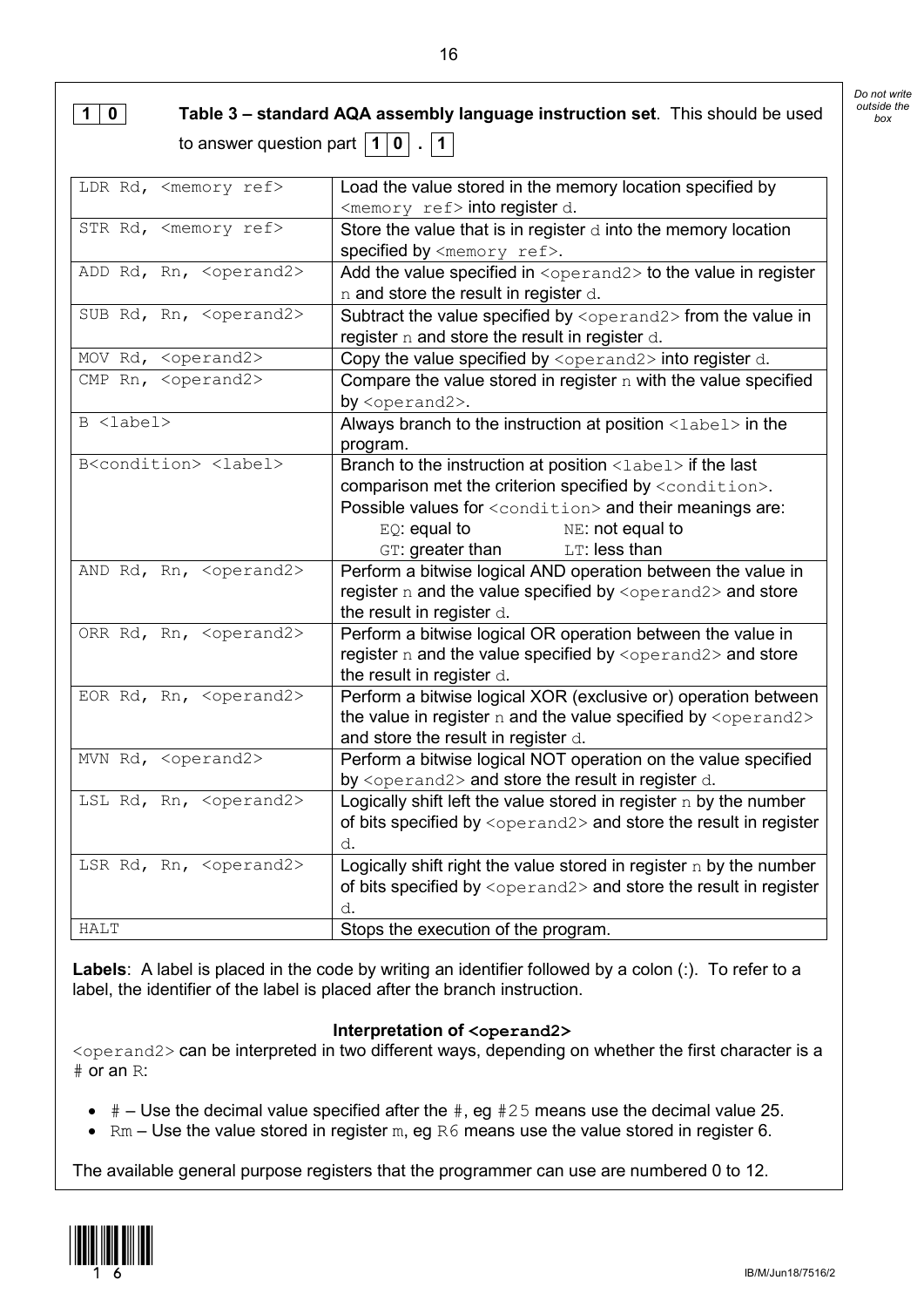**1 0** **Table 3 – standard AQA assembly language instruction set**. This should be used to answer question part **1 0 . 1**

| | |
|---|---|
| `LDR Rd, <memory ref>` | Load the value stored in the memory location specified by `<memory ref>` into register `d`. |
| `STR Rd, <memory ref>` | Store the value that is in register `d` into the memory location specified by `<memory ref>`. |
| `ADD Rd, Rn, <operand2>` | Add the value specified in `<operand2>` to the value in register `n` and store the result in register `d`. |
| `SUB Rd, Rn, <operand2>` | Subtract the value specified by `<operand2>` from the value in register `n` and store the result in register `d`. |
| `MOV Rd, <operand2>` | Copy the value specified by `<operand2>` into register `d`. |
| `CMP Rn, <operand2>` | Compare the value stored in register `n` with the value specified by `<operand2>`. |
| `B <label>` | Always branch to the instruction at position `<label>` in the program. |
| `B<condition> <label>` | Branch to the instruction at position `<label>` if the last comparison met the criterion specified by `<condition>`. Possible values for `<condition>` and their meanings are: `EQ`: equal to; `NE`: not equal to; `GT`: greater than; `LT`: less than |
| `AND Rd, Rn, <operand2>` | Perform a bitwise logical AND operation between the value in register `n` and the value specified by `<operand2>` and store the result in register `d`. |
| `ORR Rd, Rn, <operand2>` | Perform a bitwise logical OR operation between the value in register `n` and the value specified by `<operand2>` and store the result in register `d`. |
| `EOR Rd, Rn, <operand2>` | Perform a bitwise logical XOR (exclusive or) operation between the value in register `n` and the value specified by `<operand2>` and store the result in register `d`. |
| `MVN Rd, <operand2>` | Perform a bitwise logical NOT operation on the value specified by `<operand2>` and store the result in register `d`. |
| `LSL Rd, Rn, <operand2>` | Logically shift left the value stored in register `n` by the number of bits specified by `<operand2>` and store the result in register `d`. |
| `LSR Rd, Rn, <operand2>` | Logically shift right the value stored in register `n` by the number of bits specified by `<operand2>` and store the result in register `d`. |
| `HALT` | Stops the execution of the program. |

**Labels**: A label is placed in the code by writing an identifier followed by a colon (:). To refer to a label, the identifier of the label is placed after the branch instruction.

**Interpretation of `<operand2>`**

`<operand2>` can be interpreted in two different ways, depending on whether the first character is a `#` or an `R`:

- `#` – Use the decimal value specified after the `#`, eg `#25` means use the decimal value 25.
- `Rm` – Use the value stored in register `m`, eg `R6` means use the value stored in register 6.

The available general purpose registers that the programmer can use are numbered 0 to 12.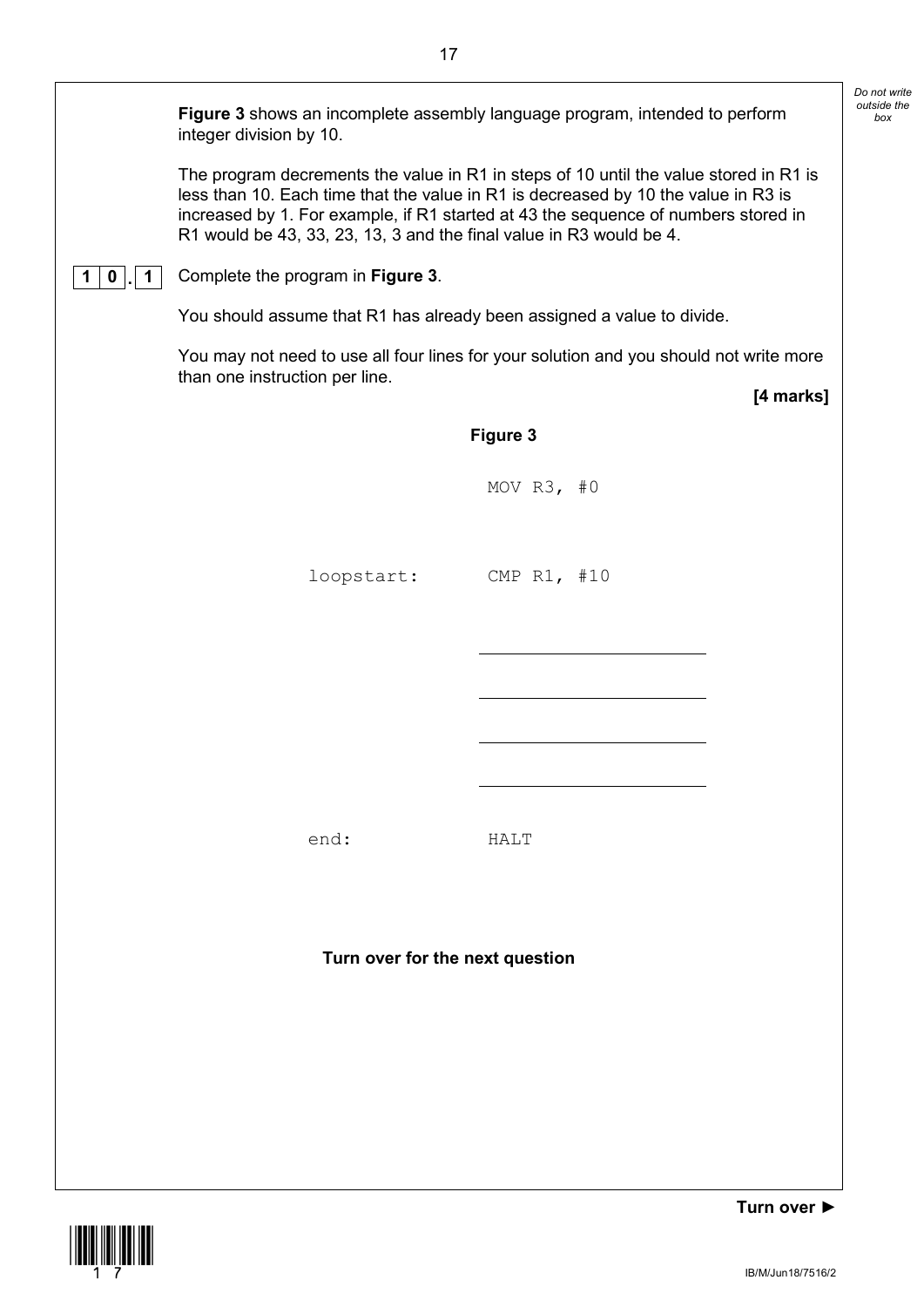**Figure 3** shows an incomplete assembly language program, intended to perform integer division by 10.

The program decrements the value in R1 in steps of 10 until the value stored in R1 is less than 10. Each time that the value in R1 is decreased by 10 the value in R3 is increased by 1. For example, if R1 started at 43 the sequence of numbers stored in R1 would be 43, 33, 23, 13, 3 and the final value in R3 would be 4.

**1 0 . 1** Complete the program in **Figure 3**.

You should assume that R1 has already been assigned a value to divide.

You may not need to use all four lines for your solution and you should not write more than one instruction per line.

**[4 marks]**

**Figure 3**

```
              MOV R3, #0

loopstart:    CMP R1, #10

              ____________________

              ____________________

              ____________________

              ____________________

end:          HALT
```

**Turn over for the next question**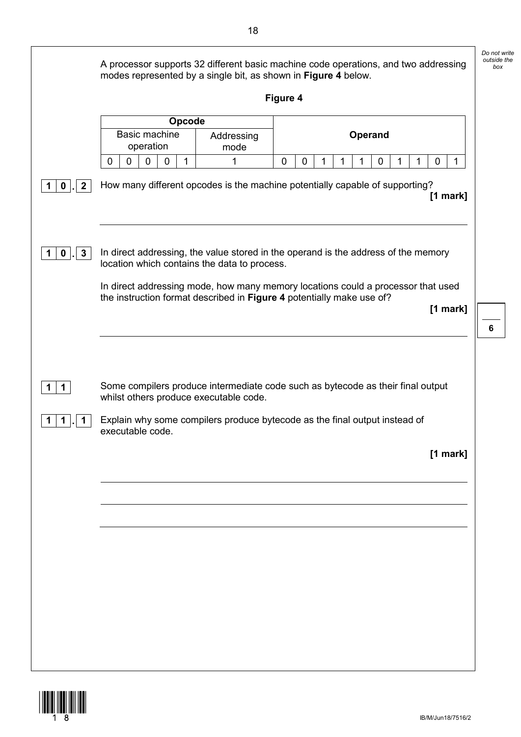A processor supports 32 different basic machine code operations, and two addressing modes represented by a single bit, as shown in **Figure 4** below.

**Figure 4**

| **Opcode** | | | | | | **Operand** | | | | | | | | | |
|---|---|---|---|---|---|---|---|---|---|---|---|---|---|---|---|
| Basic machine operation | | | | | Addressing mode | | | | | | | | | | |
| 0 | 0 | 0 | 0 | 1 | 1 | 0 | 0 | 1 | 1 | 1 | 0 | 1 | 1 | 0 | 1 |

**1 0 . 2** How many different opcodes is the machine potentially capable of supporting?

**[1 mark]**

______________________________________________________________________

**1 0 . 3** In direct addressing, the value stored in the operand is the address of the memory location which contains the data to process.

In direct addressing mode, how many memory locations could a processor that used the instruction format described in **Figure 4** potentially make use of?

**[1 mark]**

______________________________________________________________________

**1 1** Some compilers produce intermediate code such as bytecode as their final output whilst others produce executable code.

**1 1 . 1** Explain why some compilers produce bytecode as the final output instead of executable code.

**[1 mark]**

______________________________________________________________________

______________________________________________________________________

______________________________________________________________________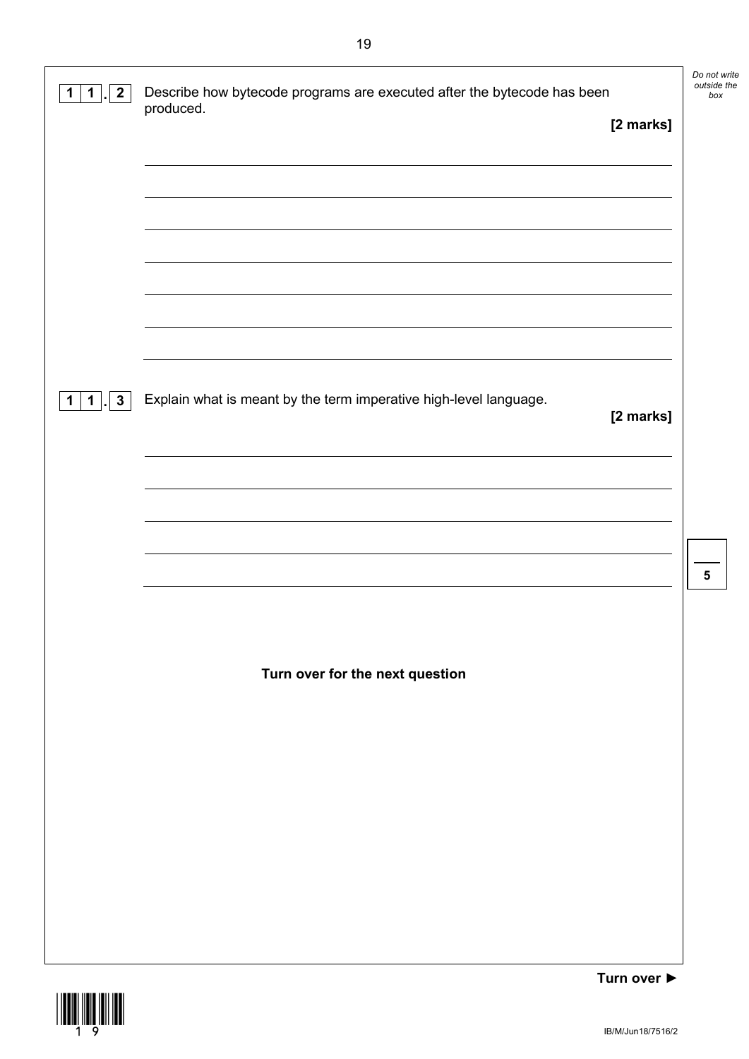**11.2** Describe how bytecode programs are executed after the bytecode has been produced.

**[2 marks]**

**11.3** Explain what is meant by the term imperative high-level language.

**[2 marks]**

**Turn over for the next question**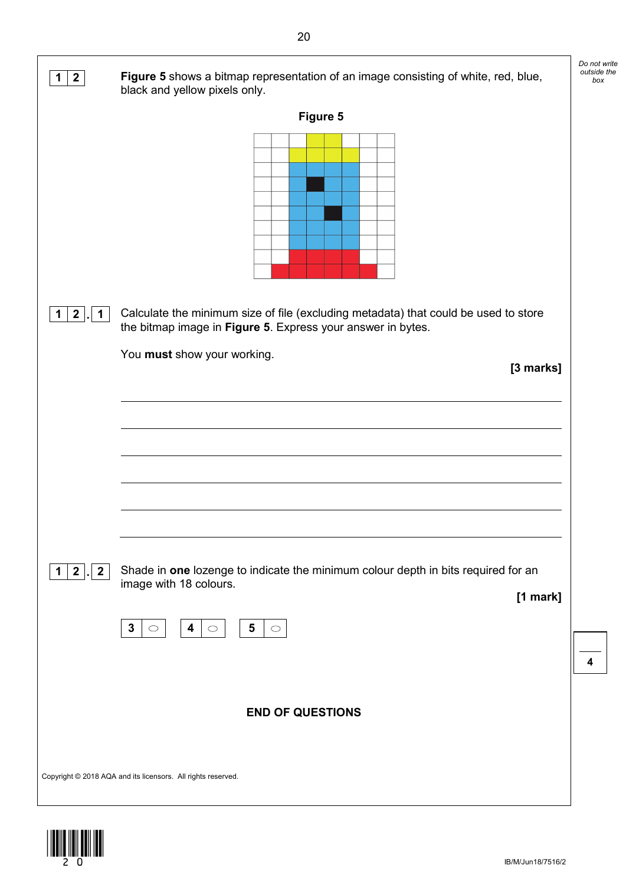**1 2** **Figure 5** shows a bitmap representation of an image consisting of white, red, blue, black and yellow pixels only.

**Figure 5**

**1 2 . 1** Calculate the minimum size of file (excluding metadata) that could be used to store the bitmap image in **Figure 5**. Express your answer in bytes.

You **must** show your working.

**[3 marks]**

**1 2 . 2** Shade in **one** lozenge to indicate the minimum colour depth in bits required for an image with 18 colours.

**[1 mark]**

3 ○ 4 ○ 5 ○

**END OF QUESTIONS**

Copyright © 2018 AQA and its licensors. All rights reserved.